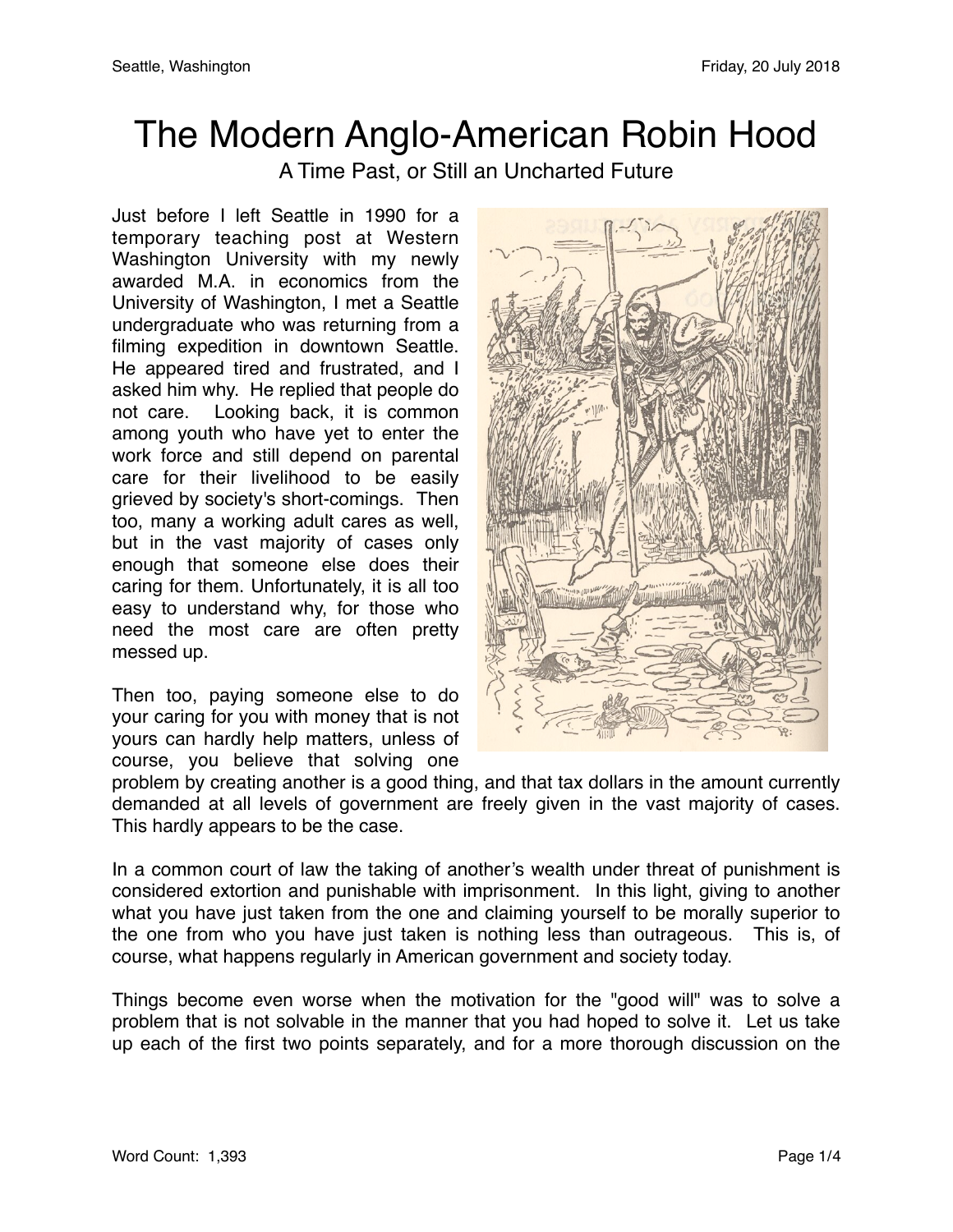# The Modern Anglo-American Robin Hood

A Time Past, or Still an Uncharted Future

Just before I left Seattle in 1990 for a temporary teaching post at Western Washington University with my newly awarded M.A. in economics from the University of Washington, I met a Seattle undergraduate who was returning from a filming expedition in downtown Seattle. He appeared tired and frustrated, and I asked him why. He replied that people do not care. Looking back, it is common among youth who have yet to enter the work force and still depend on parental care for their livelihood to be easily grieved by society's short-comings. Then too, many a working adult cares as well, but in the vast majority of cases only enough that someone else does their caring for them. Unfortunately, it is all too easy to understand why, for those who need the most care are often pretty messed up.

Then too, paying someone else to do your caring for you with money that is not yours can hardly help matters, unless of course, you believe that solving one problem by creating another is a good thing, and that tax dollars in the amount currently demanded at all levels of government are freely given in the vast majority of cases. This hardly appears to be the case.

In a common court of law the taking of another's wealth under threat of punishment is considered extortion and punishable with imprisonment. In this light, giving to another what you have just taken from the one and claiming yourself to be morally superior to the one from who you have just taken is nothing less than outrageous. This is, of course, what happens regularly in American government and society today.

Things become even worse when the motivation for the "good will" was to solve a problem that is not solvable in the manner that you had hoped to solve it. Let us take up each of the first two points separately, and for a more thorough discussion on the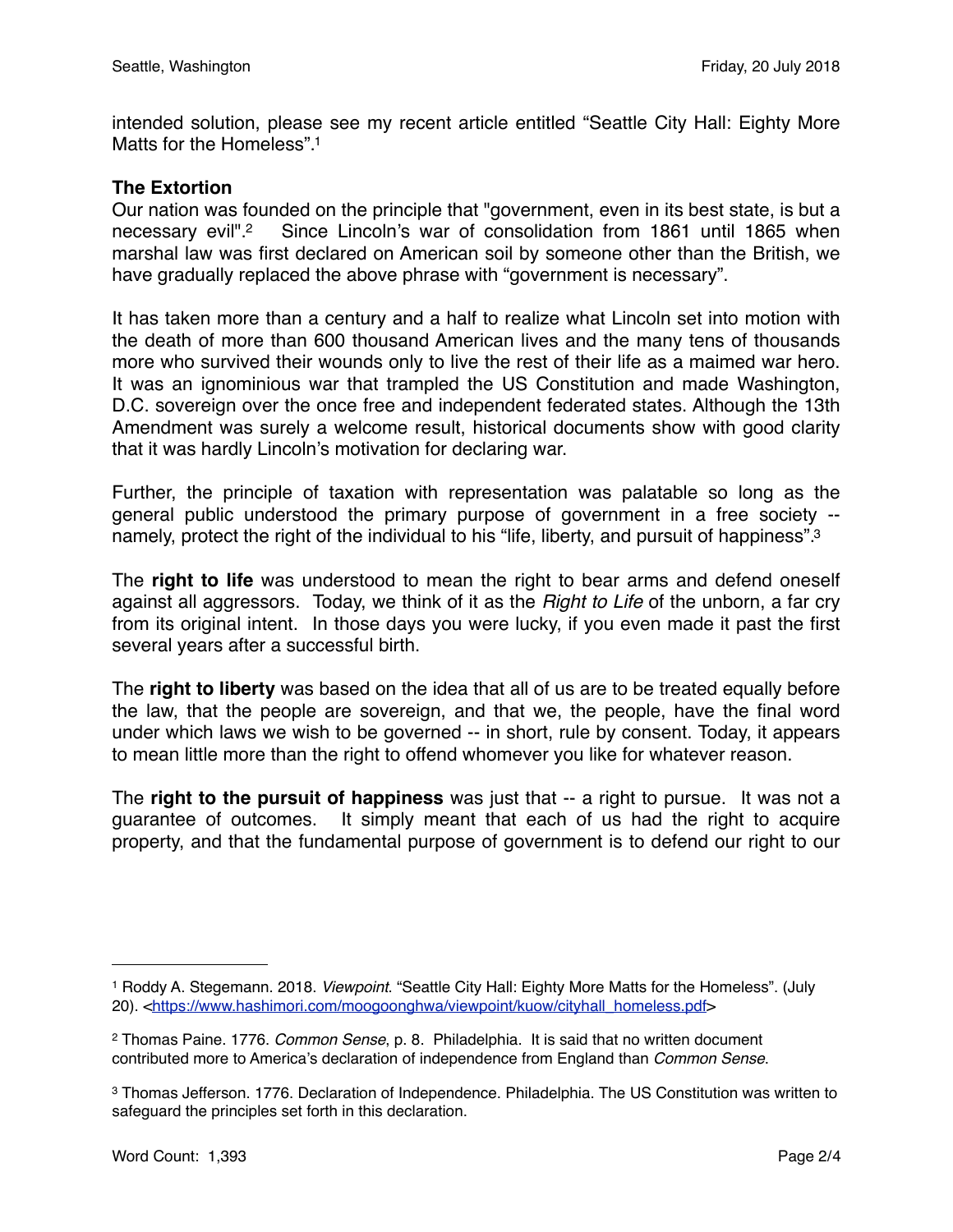intended solution, please see my recent article entitled "Seattle City Hall: Eighty More Matts for the Homeless".[1]

**The Extortion**

Our nation was founded on the principle that "government, even in its best state, is but a necessary evil".[2] Since Lincoln's war of consolidation from 1861 until 1865 when marshal law was first declared on American soil by someone other than the British, we have gradually replaced the above phrase with "government is necessary".

It has taken more than a century and a half to realize what Lincoln set into motion with the death of more than 600 thousand American lives and the many tens of thousands more who survived their wounds only to live the rest of their life as a maimed war hero. It was an ignominious war that trampled the US Constitution and made Washington, D.C. sovereign over the once free and independent federated states. Although the 13th Amendment was surely a welcome result, historical documents show with good clarity that it was hardly Lincoln's motivation for declaring war.

Further, the principle of taxation with representation was palatable so long as the general public understood the primary purpose of government in a free society -- namely, protect the right of the individual to his "life, liberty, and pursuit of happiness".[3]

The **right to life** was understood to mean the right to bear arms and defend oneself against all aggressors. Today, we think of it as the *Right to Life* of the unborn, a far cry from its original intent. In those days you were lucky, if you even made it past the first several years after a successful birth.

The **right to liberty** was based on the idea that all of us are to be treated equally before the law, that the people are sovereign, and that we, the people, have the final word under which laws we wish to be governed -- in short, rule by consent. Today, it appears to mean little more than the right to offend whomever you like for whatever reason.

The **right to the pursuit of happiness** was just that -- a right to pursue. It was not a guarantee of outcomes. It simply meant that each of us had the right to acquire property, and that the fundamental purpose of government is to defend our right to our

---

[1] Roddy A. Stegemann. 2018. *Viewpoint*. "Seattle City Hall: Eighty More Matts for the Homeless". (July 20). <https://www.hashimori.com/moogoonghwa/viewpoint/kuow/cityhall_homeless.pdf>

[2] Thomas Paine. 1776. *Common Sense*, p. 8. Philadelphia. It is said that no written document contributed more to America's declaration of independence from England than *Common Sense*.

[3] Thomas Jefferson. 1776. Declaration of Independence. Philadelphia. The US Constitution was written to safeguard the principles set forth in this declaration.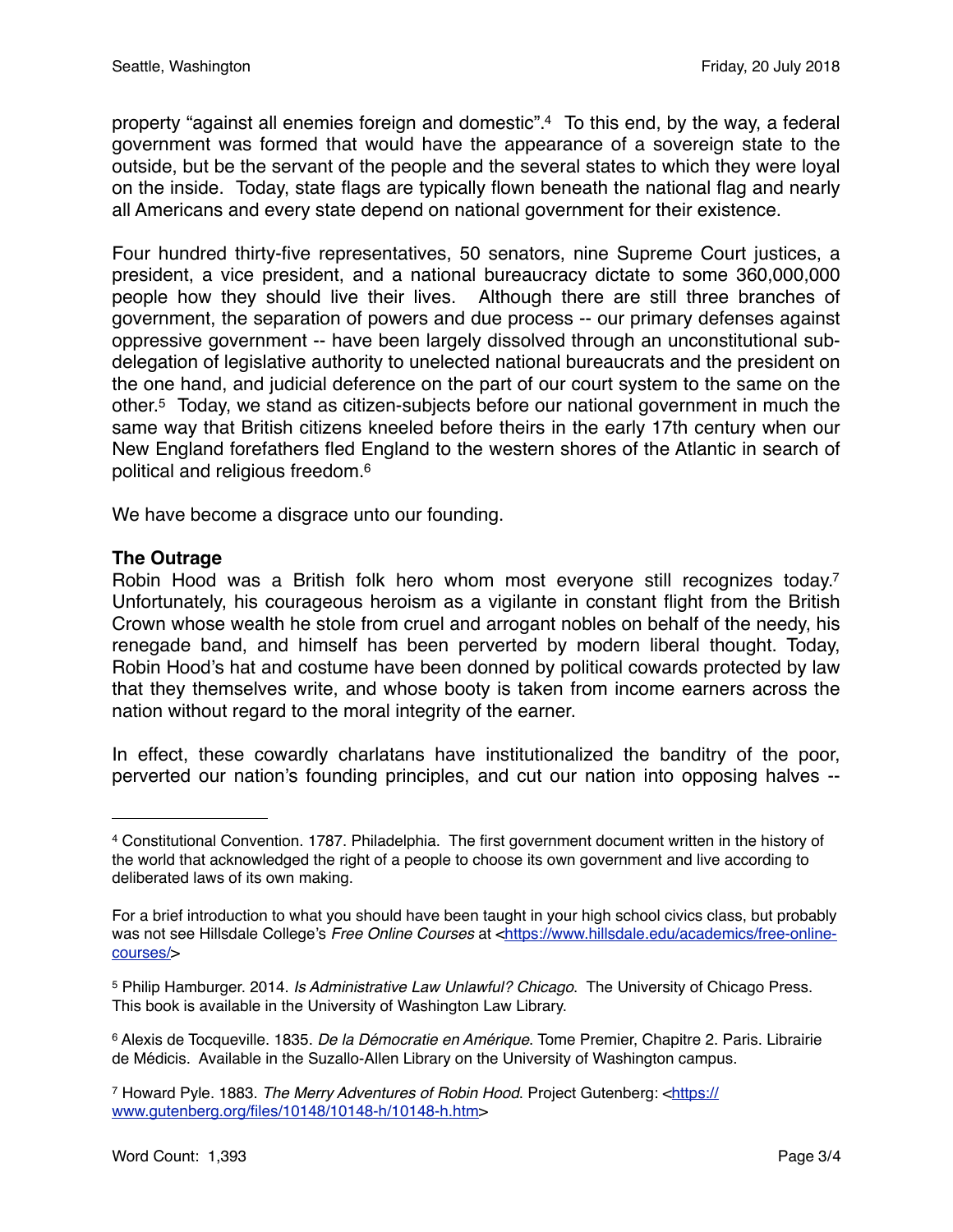property "against all enemies foreign and domestic".[4] To this end, by the way, a federal government was formed that would have the appearance of a sovereign state to the outside, but be the servant of the people and the several states to which they were loyal on the inside. Today, state flags are typically flown beneath the national flag and nearly all Americans and every state depend on national government for their existence.

Four hundred thirty-five representatives, 50 senators, nine Supreme Court justices, a president, a vice president, and a national bureaucracy dictate to some 360,000,000 people how they should live their lives. Although there are still three branches of government, the separation of powers and due process -- our primary defenses against oppressive government -- have been largely dissolved through an unconstitutional sub-delegation of legislative authority to unelected national bureaucrats and the president on the one hand, and judicial deference on the part of our court system to the same on the other.[5] Today, we stand as citizen-subjects before our national government in much the same way that British citizens kneeled before theirs in the early 17th century when our New England forefathers fled England to the western shores of the Atlantic in search of political and religious freedom.[6]

We have become a disgrace unto our founding.

**The Outrage**

Robin Hood was a British folk hero whom most everyone still recognizes today.[7] Unfortunately, his courageous heroism as a vigilante in constant flight from the British Crown whose wealth he stole from cruel and arrogant nobles on behalf of the needy, his renegade band, and himself has been perverted by modern liberal thought. Today, Robin Hood's hat and costume have been donned by political cowards protected by law that they themselves write, and whose booty is taken from income earners across the nation without regard to the moral integrity of the earner.

In effect, these cowardly charlatans have institutionalized the banditry of the poor, perverted our nation's founding principles, and cut our nation into opposing halves --

---

[4] Constitutional Convention. 1787. Philadelphia. The first government document written in the history of the world that acknowledged the right of a people to choose its own government and live according to deliberated laws of its own making.

For a brief introduction to what you should have been taught in your high school civics class, but probably was not see Hillsdale College's *Free Online Courses* at <https://www.hillsdale.edu/academics/free-online-courses/>

[5] Philip Hamburger. 2014. *Is Administrative Law Unlawful? Chicago*. The University of Chicago Press. This book is available in the University of Washington Law Library.

[6] Alexis de Tocqueville. 1835. *De la Démocratie en Amérique*. Tome Premier, Chapitre 2. Paris. Librairie de Médicis. Available in the Suzallo-Allen Library on the University of Washington campus.

[7] Howard Pyle. 1883. *The Merry Adventures of Robin Hood*. Project Gutenberg: <https://www.gutenberg.org/files/10148/10148-h/10148-h.htm>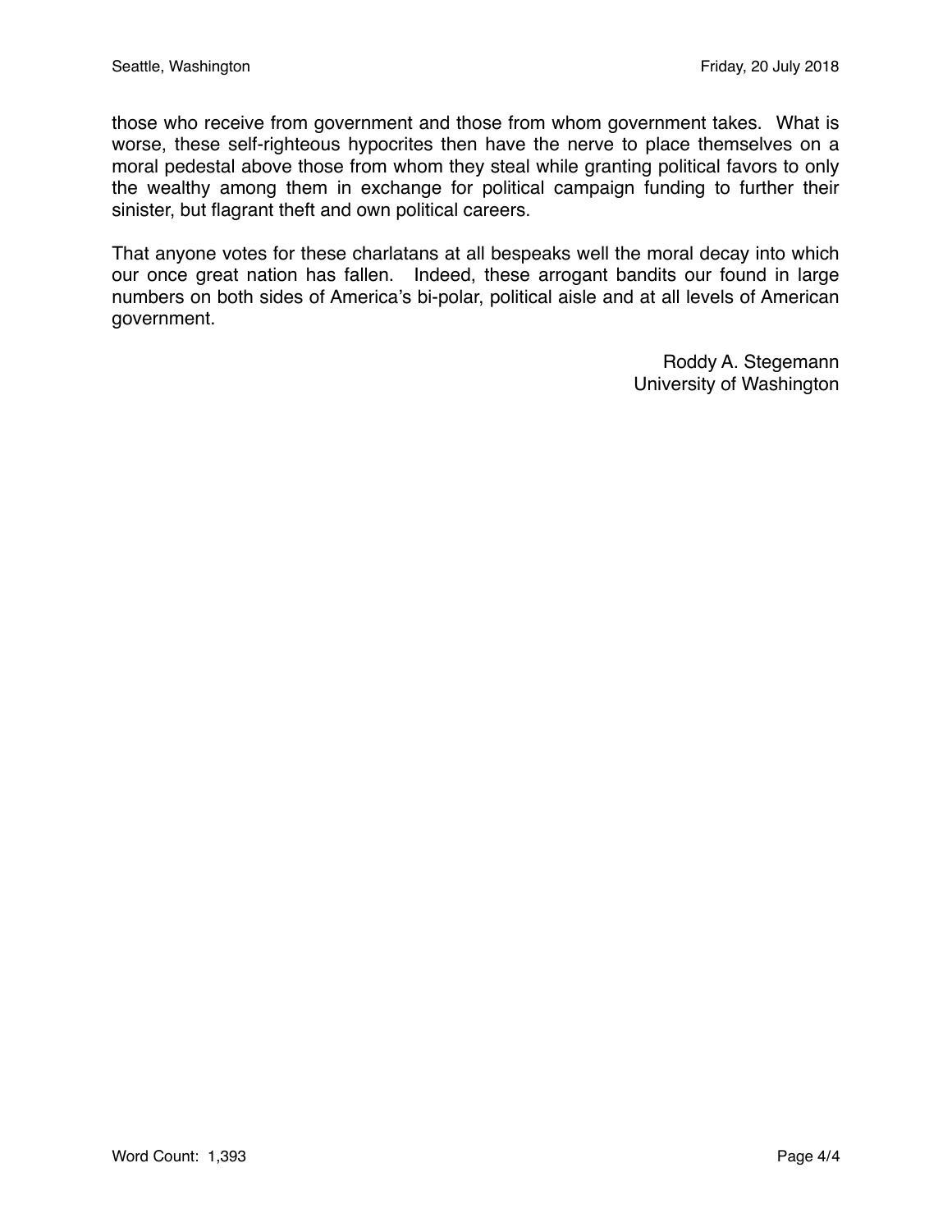those who receive from government and those from whom government takes. What is worse, these self-righteous hypocrites then have the nerve to place themselves on a moral pedestal above those from whom they steal while granting political favors to only the wealthy among them in exchange for political campaign funding to further their sinister, but flagrant theft and own political careers.

That anyone votes for these charlatans at all bespeaks well the moral decay into which our once great nation has fallen. Indeed, these arrogant bandits our found in large numbers on both sides of America's bi-polar, political aisle and at all levels of American government.

Roddy A. Stegemann
University of Washington

Word Count: 1,393